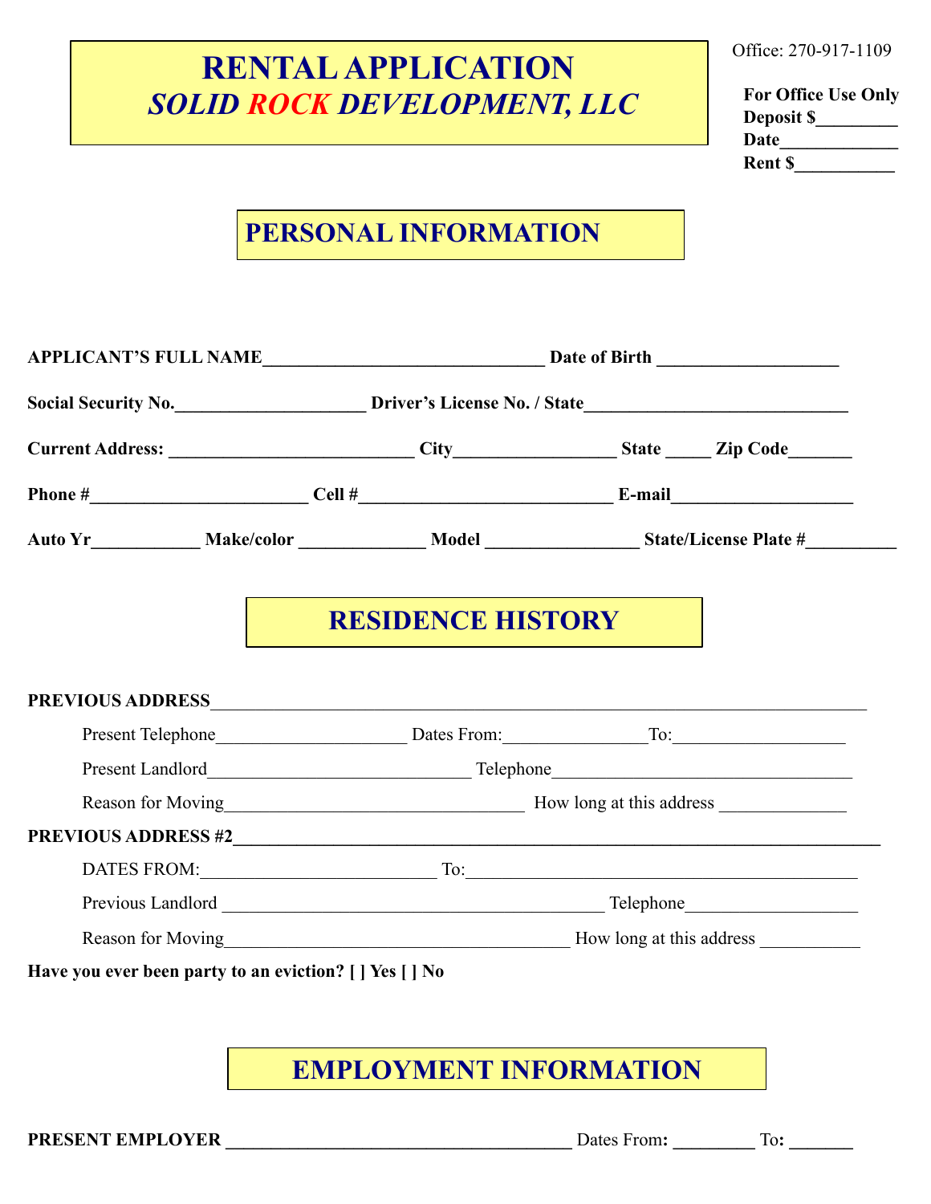# RENTAL APPLICATION
## *SOLID ROCK DEVELOPMENT, LLC*

Office: 270-917-1109

**For Office Use Only**
**Deposit $_________**
**Date_____________**
**Rent $___________**

## PERSONAL INFORMATION

**APPLICANT'S FULL NAME________________________________ Date of Birth ____________________**

**Social Security No._____________________ Driver's License No. / State______________________________**

**Current Address: ___________________________ City_________________ State _____ Zip Code_______**

**Phone #________________________ Cell #____________________________ E-mail____________________**

**Auto Yr____________ Make/color ______________ Model _________________ State/License Plate #__________**

## RESIDENCE HISTORY

**PREVIOUS ADDRESS**___________________________________________________________________________

Present Telephone_____________________ Dates From:_______________To:___________________

Present Landlord______________________________ Telephone__________________________________

Reason for Moving__________________________________ How long at this address ______________

**PREVIOUS ADDRESS #2**_______________________________________________________________________

DATES FROM:__________________________ To:___________________________________________

Previous Landlord ____________________________________________ Telephone___________________

Reason for Moving_______________________________________ How long at this address ___________

**Have you ever been party to an eviction? [ ] Yes [ ] No**

## EMPLOYMENT INFORMATION

**PRESENT EMPLOYER _______________________________________** Dates From**: _________** To**: _______**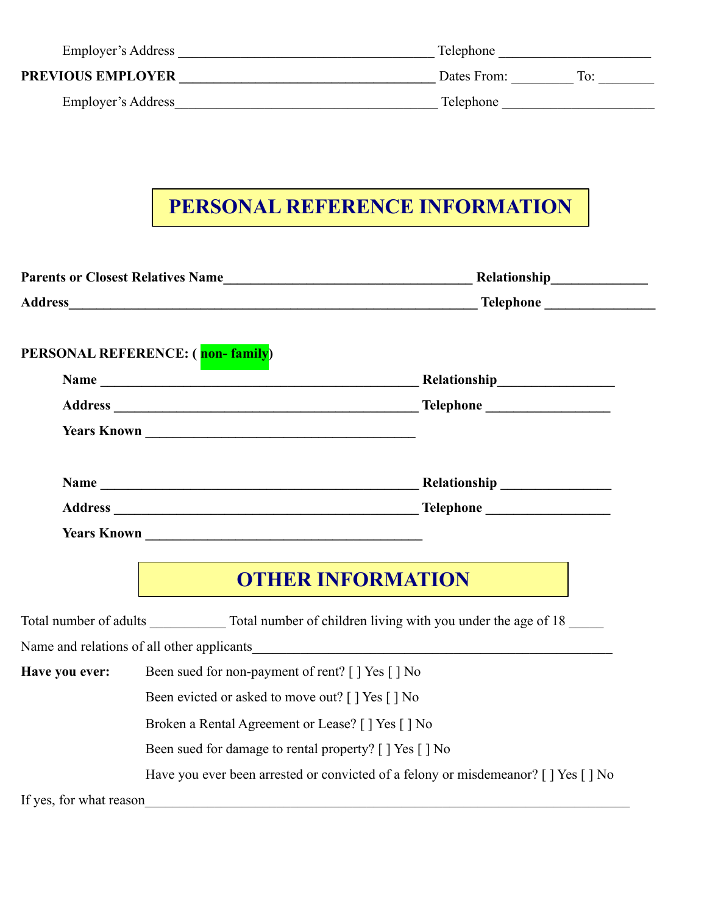Employer's Address ____________________________________ Telephone _____________________

**PREVIOUS EMPLOYER** ____________________________________ Dates From: ________ To: ________

Employer's Address____________________________________ Telephone _____________________

## PERSONAL REFERENCE INFORMATION

**Parents or Closest Relatives Name**____________________________________ **Relationship**_____________

**Address**____________________________________________________________ **Telephone** _______________

**PERSONAL REFERENCE: ( non- family)**

**Name** ______________________________________________ **Relationship**________________

**Address** ____________________________________________ **Telephone** _________________

**Years Known** ________________________________________

**Name** ______________________________________________ **Relationship** _______________

**Address** ____________________________________________ **Telephone** _________________

**Years Known** _________________________________________

## OTHER INFORMATION

Total number of adults __________ Total number of children living with you under the age of 18 _____

Name and relations of all other applicants_____________________________________________

**Have you ever:** Been sued for non-payment of rent? [ ] Yes [ ] No

Been evicted or asked to move out? [ ] Yes [ ] No

Broken a Rental Agreement or Lease? [ ] Yes [ ] No

Been sued for damage to rental property? [ ] Yes [ ] No

Have you ever been arrested or convicted of a felony or misdemeanor? [ ] Yes [ ] No

If yes, for what reason_____________________________________________________________________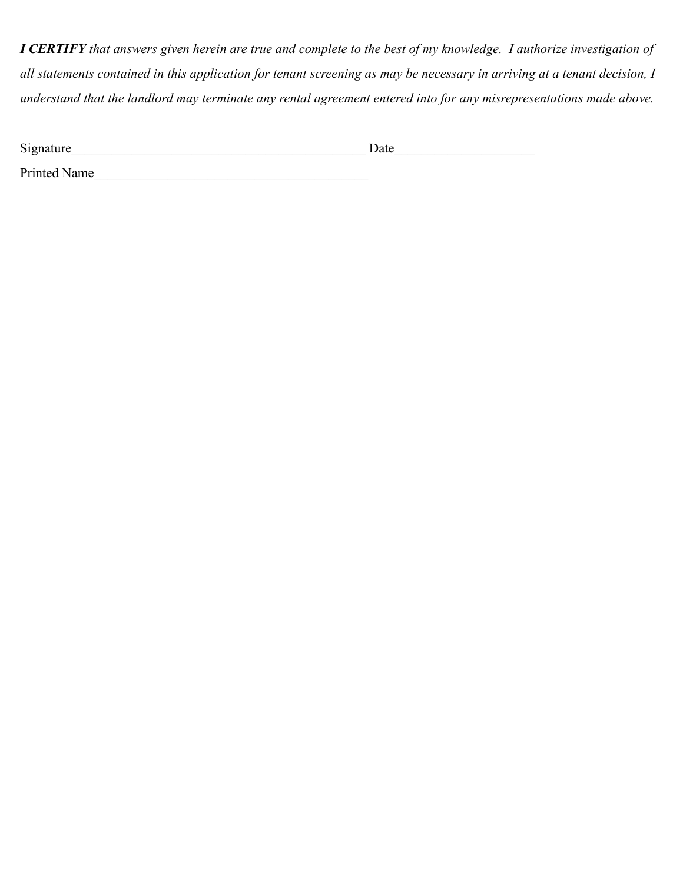***I CERTIFY** that answers given herein are true and complete to the best of my knowledge.  I authorize investigation of all statements contained in this application for tenant screening as may be necessary in arriving at a tenant decision, I understand that the landlord may terminate any rental agreement entered into for any misrepresentations made above.*

Signature____________________________________________ Date_____________________

Printed Name_________________________________________